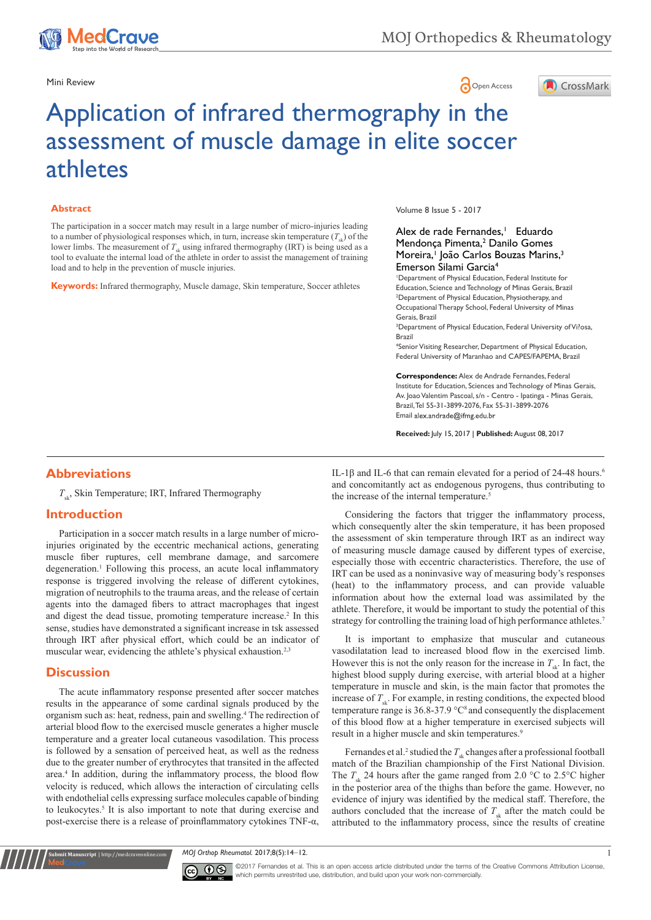Mini Review

# Application of infrared thermography in the assessment of muscle damage in elite soccer athletes

## Abstract

The participation in a soccer match may result in a large number of micro-injuries leading to a number of physiological responses which, in turn, increase skin temperature ($T_{sk}$) of the lower limbs. The measurement of $T_{sk}$ using infrared thermography (IRT) is being used as a tool to evaluate the internal load of the athlete in order to assist the management of training load and to help in the prevention of muscle injuries.

**Keywords:** Infrared thermography, Muscle damage, Skin temperature, Soccer athletes

Volume 8 Issue 5 - 2017

Alex de rade Fernandes,[1] Eduardo Mendonça Pimenta,[2] Danilo Gomes Moreira,[1] João Carlos Bouzas Marins,[3] Emerson Silami Garcia[4]

[1]Department of Physical Education, Federal Institute for Education, Science and Technology of Minas Gerais, Brazil
[2]Department of Physical Education, Physiotherapy, and Occupational Therapy School, Federal University of Minas Gerais, Brazil
[3]Department of Physical Education, Federal University of Vi?osa, Brazil
[4]Senior Visiting Researcher, Department of Physical Education, Federal University of Maranhao and CAPES/FAPEMA, Brazil

**Correspondence:** Alex de Andrade Fernandes, Federal Institute for Education, Sciences and Technology of Minas Gerais, Av. Joao Valentim Pascoal, s/n - Centro - Ipatinga - Minas Gerais, Brazil, Tel 55-31-3899-2076, Fax 55-31-3899-2076
Email alex.andrade@ifmg.edu.br

**Received:** July 15, 2017 | **Published:** August 08, 2017

## Abbreviations

$T_{sk}$, Skin Temperature; IRT, Infrared Thermography

## Introduction

Participation in a soccer match results in a large number of micro-injuries originated by the eccentric mechanical actions, generating muscle fiber ruptures, cell membrane damage, and sarcomere degeneration.[1] Following this process, an acute local inflammatory response is triggered involving the release of different cytokines, migration of neutrophils to the trauma areas, and the release of certain agents into the damaged fibers to attract macrophages that ingest and digest the dead tissue, promoting temperature increase.[2] In this sense, studies have demonstrated a significant increase in tsk assessed through IRT after physical effort, which could be an indicator of muscular wear, evidencing the athlete's physical exhaustion.[2,3]

## Discussion

The acute inflammatory response presented after soccer matches results in the appearance of some cardinal signals produced by the organism such as: heat, redness, pain and swelling.[4] The redirection of arterial blood flow to the exercised muscle generates a higher muscle temperature and a greater local cutaneous vasodilation. This process is followed by a sensation of perceived heat, as well as the redness due to the greater number of erythrocytes that transited in the affected area.[4] In addition, during the inflammatory process, the blood flow velocity is reduced, which allows the interaction of circulating cells with endothelial cells expressing surface molecules capable of binding to leukocytes.[5] It is also important to note that during exercise and post-exercise there is a release of proinflammatory cytokines TNF-α, IL-1β and IL-6 that can remain elevated for a period of 24-48 hours.[6] and concomitantly act as endogenous pyrogens, thus contributing to the increase of the internal temperature.[5]

Considering the factors that trigger the inflammatory process, which consequently alter the skin temperature, it has been proposed the assessment of skin temperature through IRT as an indirect way of measuring muscle damage caused by different types of exercise, especially those with eccentric characteristics. Therefore, the use of IRT can be used as a noninvasive way of measuring body's responses (heat) to the inflammatory process, and can provide valuable information about how the external load was assimilated by the athlete. Therefore, it would be important to study the potential of this strategy for controlling the training load of high performance athletes.[7]

It is important to emphasize that muscular and cutaneous vasodilatation lead to increased blood flow in the exercised limb. However this is not the only reason for the increase in $T_{sk}$. In fact, the highest blood supply during exercise, with arterial blood at a higher temperature in muscle and skin, is the main factor that promotes the increase of $T_{sk}$. For example, in resting conditions, the expected blood temperature range is 36.8-37.9 °C[8] and consequently the displacement of this blood flow at a higher temperature in exercised subjects will result in a higher muscle and skin temperatures.[9]

Fernandes et al.[2] studied the $T_{sk}$ changes after a professional football match of the Brazilian championship of the First National Division. The $T_{sk}$ 24 hours after the game ranged from 2.0 °C to 2.5°C higher in the posterior area of the thighs than before the game. However, no evidence of injury was identified by the medical staff. Therefore, the authors concluded that the increase of $T_{sk}$ after the match could be attributed to the inflammatory process, since the results of creatine

©2017 Fernandes et al. This is an open access article distributed under the terms of the Creative Commons Attribution License, which permits unrestrited use, distribution, and build upon your work non-commercially.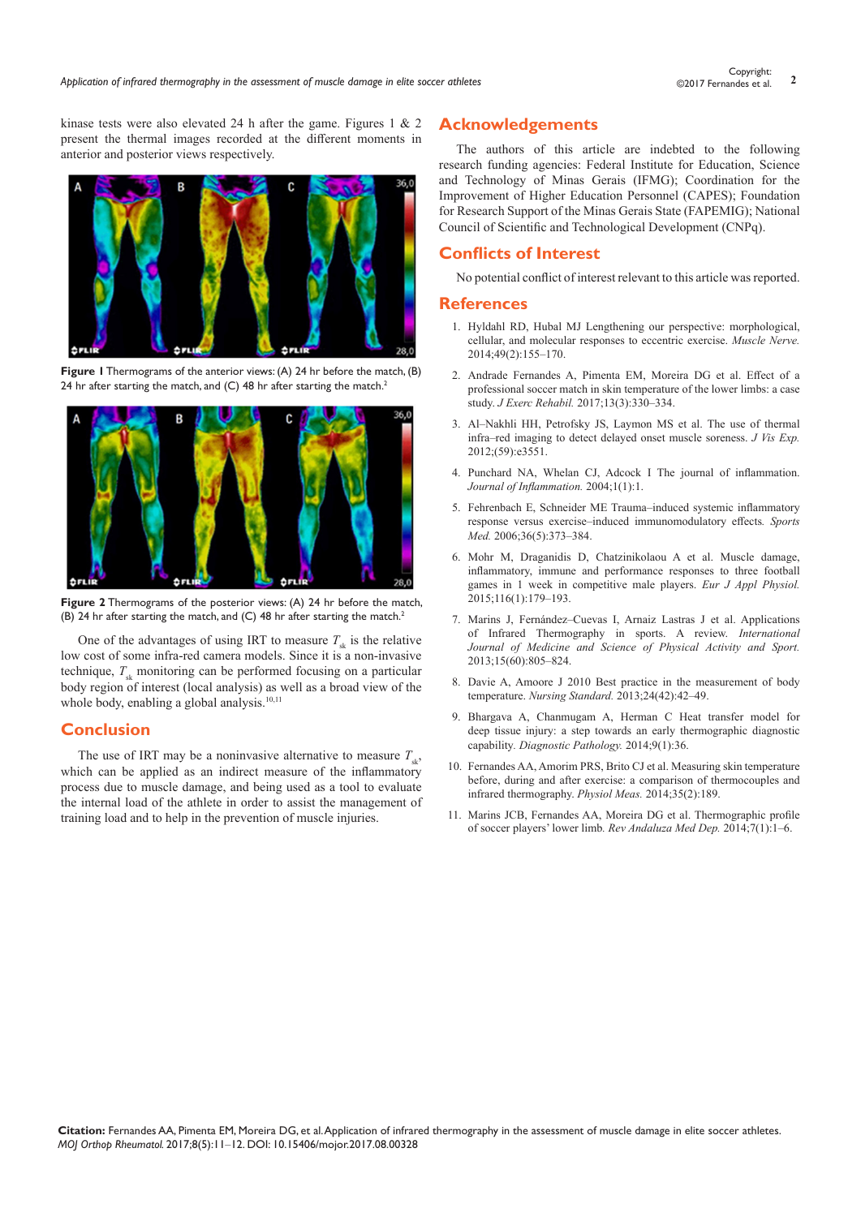kinase tests were also elevated 24 h after the game. Figures 1 & 2 present the thermal images recorded at the different moments in anterior and posterior views respectively.

A B C 36,0 28,0

**Figure 1** Thermograms of the anterior views: (A) 24 hr before the match, (B) 24 hr after starting the match, and (C) 48 hr after starting the match.[2]

A B C 36,0 28,0

**Figure 2** Thermograms of the posterior views: (A) 24 hr before the match, (B) 24 hr after starting the match, and (C) 48 hr after starting the match.[2]

One of the advantages of using IRT to measure $T_{sk}$ is the relative low cost of some infra-red camera models. Since it is a non-invasive technique, $T_{sk}$ monitoring can be performed focusing on a particular body region of interest (local analysis) as well as a broad view of the whole body, enabling a global analysis.[10,11]

## Conclusion

The use of IRT may be a noninvasive alternative to measure $T_{sk}$, which can be applied as an indirect measure of the inflammatory process due to muscle damage, and being used as a tool to evaluate the internal load of the athlete in order to assist the management of training load and to help in the prevention of muscle injuries.

## Acknowledgements

The authors of this article are indebted to the following research funding agencies: Federal Institute for Education, Science and Technology of Minas Gerais (IFMG); Coordination for the Improvement of Higher Education Personnel (CAPES); Foundation for Research Support of the Minas Gerais State (FAPEMIG); National Council of Scientific and Technological Development (CNPq).

## Conflicts of Interest

No potential conflict of interest relevant to this article was reported.

## References

1. Hyldahl RD, Hubal MJ Lengthening our perspective: morphological, cellular, and molecular responses to eccentric exercise. *Muscle Nerve.* 2014;49(2):155–170.
2. Andrade Fernandes A, Pimenta EM, Moreira DG et al. Effect of a professional soccer match in skin temperature of the lower limbs: a case study. *J Exerc Rehabil.* 2017;13(3):330–334.
3. Al–Nakhli HH, Petrofsky JS, Laymon MS et al. The use of thermal infra–red imaging to detect delayed onset muscle soreness. *J Vis Exp.* 2012;(59):e3551.
4. Punchard NA, Whelan CJ, Adcock I The journal of inflammation. *Journal of Inflammation.* 2004;1(1):1.
5. Fehrenbach E, Schneider ME Trauma–induced systemic inflammatory response versus exercise–induced immunomodulatory effects. *Sports Med.* 2006;36(5):373–384.
6. Mohr M, Draganidis D, Chatzinikolaou A et al. Muscle damage, inflammatory, immune and performance responses to three football games in 1 week in competitive male players. *Eur J Appl Physiol.* 2015;116(1):179–193.
7. Marins J, Fernández–Cuevas I, Arnaiz Lastras J et al. Applications of Infrared Thermography in sports. A review. *International Journal of Medicine and Science of Physical Activity and Sport.* 2013;15(60):805–824.
8. Davie A, Amoore J 2010 Best practice in the measurement of body temperature. *Nursing Standard.* 2013;24(42):42–49.
9. Bhargava A, Chanmugam A, Herman C Heat transfer model for deep tissue injury: a step towards an early thermographic diagnostic capability. *Diagnostic Pathology.* 2014;9(1):36.
10. Fernandes AA, Amorim PRS, Brito CJ et al. Measuring skin temperature before, during and after exercise: a comparison of thermocouples and infrared thermography. *Physiol Meas.* 2014;35(2):189.
11. Marins JCB, Fernandes AA, Moreira DG et al. Thermographic profile of soccer players' lower limb. *Rev Andaluza Med Dep.* 2014;7(1):1–6.

**Citation:** Fernandes AA, Pimenta EM, Moreira DG, et al. Application of infrared thermography in the assessment of muscle damage in elite soccer athletes. *MOJ Orthop Rheumatol.* 2017;8(5):11–12. DOI: 10.15406/mojor.2017.08.00328